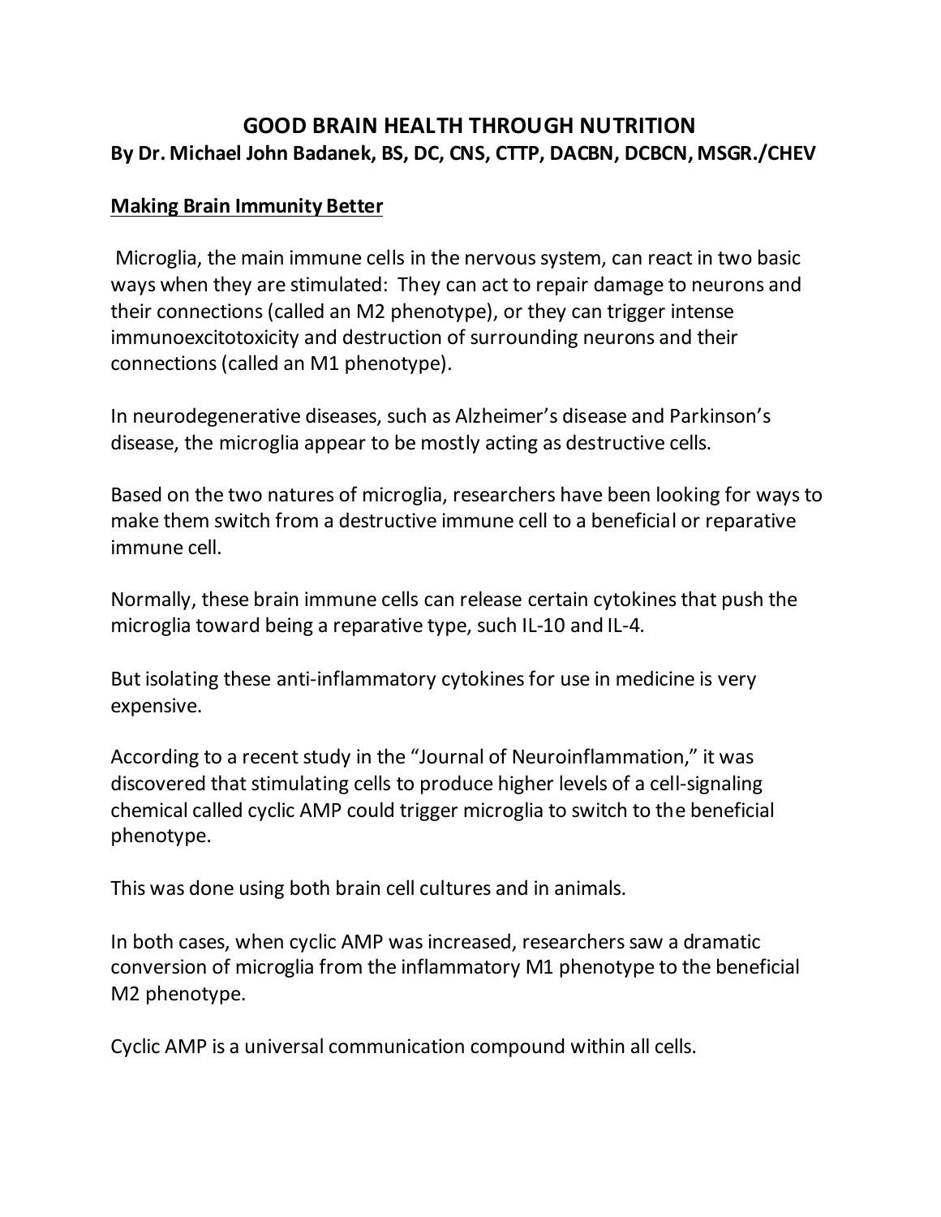# GOOD BRAIN HEALTH THROUGH NUTRITION

**By Dr. Michael John Badanek, BS, DC, CNS, CTTP, DACBN, DCBCN, MSGR./CHEV**

## Making Brain Immunity Better

Microglia, the main immune cells in the nervous system, can react in two basic ways when they are stimulated: They can act to repair damage to neurons and their connections (called an M2 phenotype), or they can trigger intense immunoexcitotoxicity and destruction of surrounding neurons and their connections (called an M1 phenotype).

In neurodegenerative diseases, such as Alzheimer's disease and Parkinson's disease, the microglia appear to be mostly acting as destructive cells.

Based on the two natures of microglia, researchers have been looking for ways to make them switch from a destructive immune cell to a beneficial or reparative immune cell.

Normally, these brain immune cells can release certain cytokines that push the microglia toward being a reparative type, such IL-10 and IL-4.

But isolating these anti-inflammatory cytokines for use in medicine is very expensive.

According to a recent study in the "Journal of Neuroinflammation," it was discovered that stimulating cells to produce higher levels of a cell-signaling chemical called cyclic AMP could trigger microglia to switch to the beneficial phenotype.

This was done using both brain cell cultures and in animals.

In both cases, when cyclic AMP was increased, researchers saw a dramatic conversion of microglia from the inflammatory M1 phenotype to the beneficial M2 phenotype.

Cyclic AMP is a universal communication compound within all cells.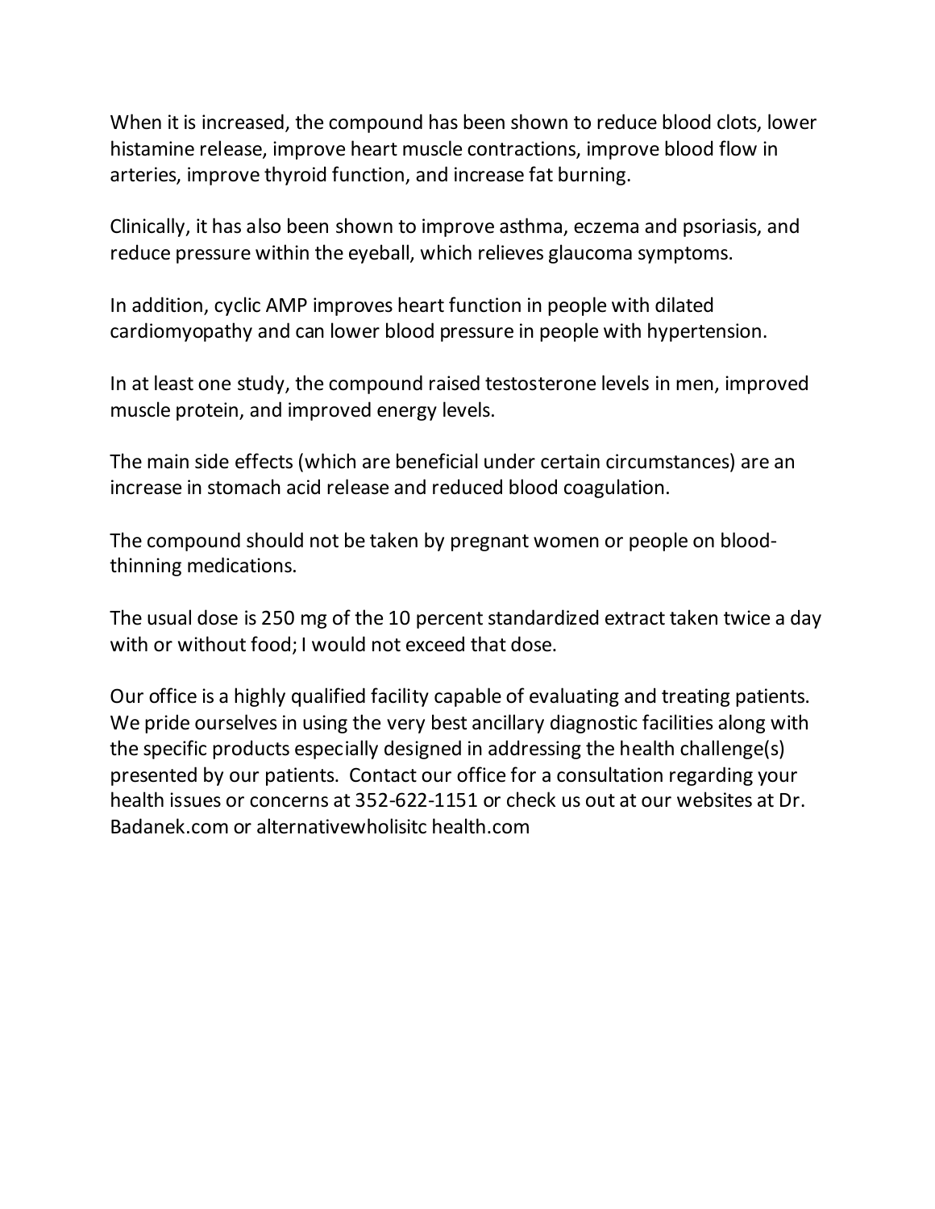When it is increased, the compound has been shown to reduce blood clots, lower histamine release, improve heart muscle contractions, improve blood flow in arteries, improve thyroid function, and increase fat burning.

Clinically, it has also been shown to improve asthma, eczema and psoriasis, and reduce pressure within the eyeball, which relieves glaucoma symptoms.

In addition, cyclic AMP improves heart function in people with dilated cardiomyopathy and can lower blood pressure in people with hypertension.

In at least one study, the compound raised testosterone levels in men, improved muscle protein, and improved energy levels.

The main side effects (which are beneficial under certain circumstances) are an increase in stomach acid release and reduced blood coagulation.

The compound should not be taken by pregnant women or people on blood-thinning medications.

The usual dose is 250 mg of the 10 percent standardized extract taken twice a day with or without food; I would not exceed that dose.

Our office is a highly qualified facility capable of evaluating and treating patients. We pride ourselves in using the very best ancillary diagnostic facilities along with the specific products especially designed in addressing the health challenge(s) presented by our patients. Contact our office for a consultation regarding your health issues or concerns at 352-622-1151 or check us out at our websites at Dr. Badanek.com or alternativewholisitc health.com